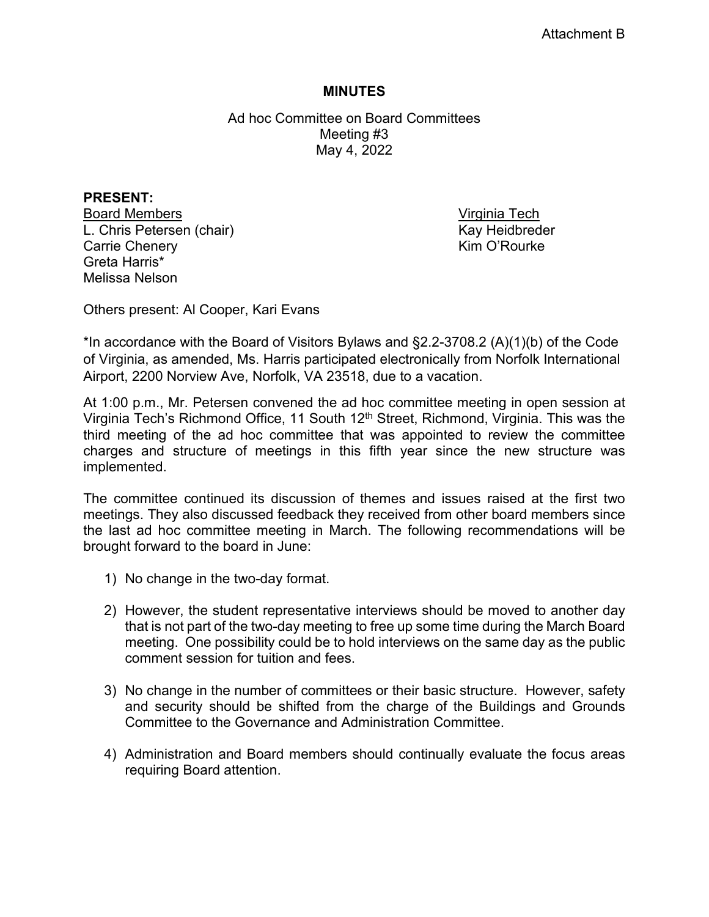Attachment B

# MINUTES

Ad hoc Committee on Board Committees
Meeting #3
May 4, 2022

**PRESENT:**

| Board Members | Virginia Tech |
|---|---|
| L. Chris Petersen (chair) | Kay Heidbreder |
| Carrie Chenery | Kim O'Rourke |
| Greta Harris* | |
| Melissa Nelson | |

Others present: Al Cooper, Kari Evans

*In accordance with the Board of Visitors Bylaws and §2.2-3708.2 (A)(1)(b) of the Code of Virginia, as amended, Ms. Harris participated electronically from Norfolk International Airport, 2200 Norview Ave, Norfolk, VA 23518, due to a vacation.

At 1:00 p.m., Mr. Petersen convened the ad hoc committee meeting in open session at Virginia Tech's Richmond Office, 11 South 12th Street, Richmond, Virginia. This was the third meeting of the ad hoc committee that was appointed to review the committee charges and structure of meetings in this fifth year since the new structure was implemented.

The committee continued its discussion of themes and issues raised at the first two meetings. They also discussed feedback they received from other board members since the last ad hoc committee meeting in March. The following recommendations will be brought forward to the board in June:

1) No change in the two-day format.

2) However, the student representative interviews should be moved to another day that is not part of the two-day meeting to free up some time during the March Board meeting. One possibility could be to hold interviews on the same day as the public comment session for tuition and fees.

3) No change in the number of committees or their basic structure. However, safety and security should be shifted from the charge of the Buildings and Grounds Committee to the Governance and Administration Committee.

4) Administration and Board members should continually evaluate the focus areas requiring Board attention.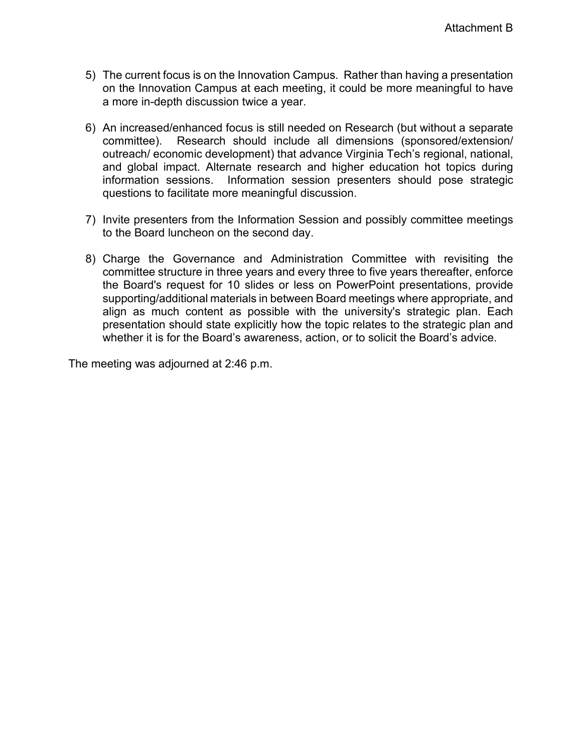Attachment B

5) The current focus is on the Innovation Campus. Rather than having a presentation on the Innovation Campus at each meeting, it could be more meaningful to have a more in-depth discussion twice a year.

6) An increased/enhanced focus is still needed on Research (but without a separate committee). Research should include all dimensions (sponsored/extension/ outreach/ economic development) that advance Virginia Tech's regional, national, and global impact. Alternate research and higher education hot topics during information sessions. Information session presenters should pose strategic questions to facilitate more meaningful discussion.

7) Invite presenters from the Information Session and possibly committee meetings to the Board luncheon on the second day.

8) Charge the Governance and Administration Committee with revisiting the committee structure in three years and every three to five years thereafter, enforce the Board's request for 10 slides or less on PowerPoint presentations, provide supporting/additional materials in between Board meetings where appropriate, and align as much content as possible with the university's strategic plan. Each presentation should state explicitly how the topic relates to the strategic plan and whether it is for the Board's awareness, action, or to solicit the Board's advice.

The meeting was adjourned at 2:46 p.m.